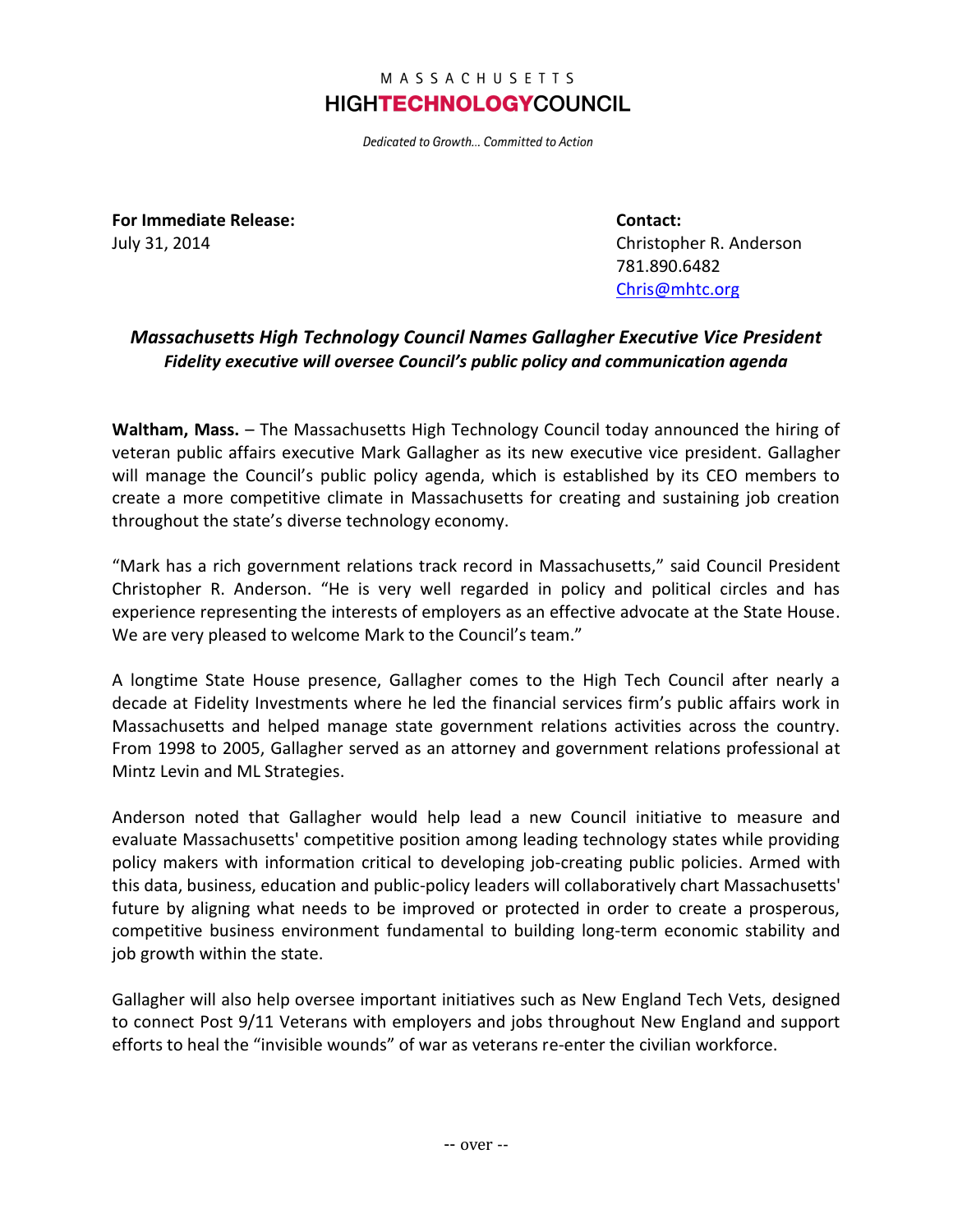MASSACHUSETTS
**HIGHTECHNOLOGYCOUNCIL**

*Dedicated to Growth… Committed to Action*

**For Immediate Release:**
July 31, 2014

**Contact:**
Christopher R. Anderson
781.890.6482
Chris@mhtc.org

## *Massachusetts High Technology Council Names Gallagher Executive Vice President*

### *Fidelity executive will oversee Council's public policy and communication agenda*

**Waltham, Mass.** – The Massachusetts High Technology Council today announced the hiring of veteran public affairs executive Mark Gallagher as its new executive vice president. Gallagher will manage the Council's public policy agenda, which is established by its CEO members to create a more competitive climate in Massachusetts for creating and sustaining job creation throughout the state's diverse technology economy.

"Mark has a rich government relations track record in Massachusetts," said Council President Christopher R. Anderson. "He is very well regarded in policy and political circles and has experience representing the interests of employers as an effective advocate at the State House. We are very pleased to welcome Mark to the Council's team."

A longtime State House presence, Gallagher comes to the High Tech Council after nearly a decade at Fidelity Investments where he led the financial services firm's public affairs work in Massachusetts and helped manage state government relations activities across the country. From 1998 to 2005, Gallagher served as an attorney and government relations professional at Mintz Levin and ML Strategies.

Anderson noted that Gallagher would help lead a new Council initiative to measure and evaluate Massachusetts' competitive position among leading technology states while providing policy makers with information critical to developing job-creating public policies. Armed with this data, business, education and public-policy leaders will collaboratively chart Massachusetts' future by aligning what needs to be improved or protected in order to create a prosperous, competitive business environment fundamental to building long-term economic stability and job growth within the state.

Gallagher will also help oversee important initiatives such as New England Tech Vets, designed to connect Post 9/11 Veterans with employers and jobs throughout New England and support efforts to heal the "invisible wounds" of war as veterans re-enter the civilian workforce.

-- over --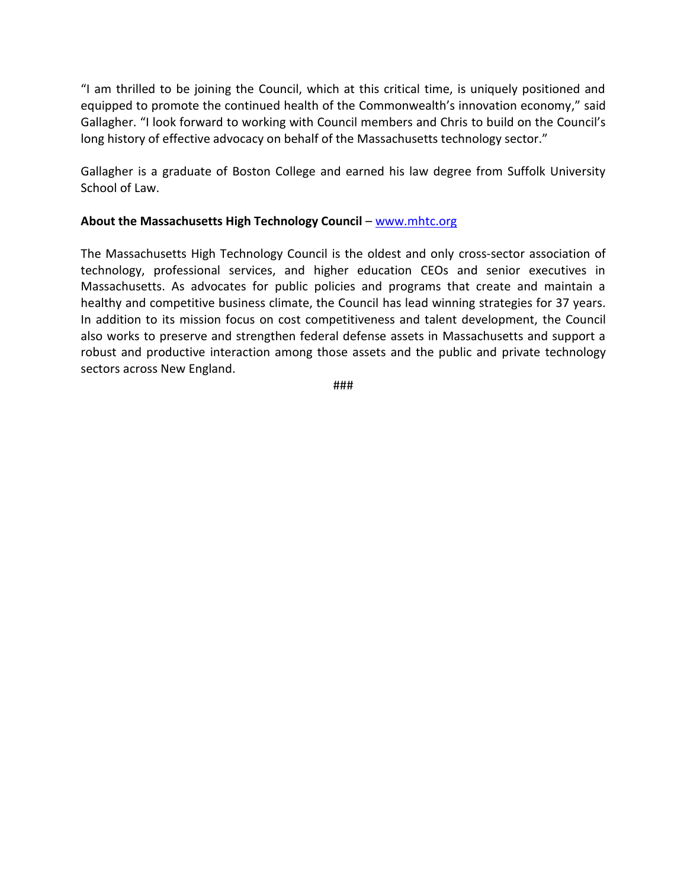"I am thrilled to be joining the Council, which at this critical time, is uniquely positioned and equipped to promote the continued health of the Commonwealth's innovation economy," said Gallagher. "I look forward to working with Council members and Chris to build on the Council's long history of effective advocacy on behalf of the Massachusetts technology sector."

Gallagher is a graduate of Boston College and earned his law degree from Suffolk University School of Law.

**About the Massachusetts High Technology Council** – [www.mhtc.org](http://www.mhtc.org)

The Massachusetts High Technology Council is the oldest and only cross-sector association of technology, professional services, and higher education CEOs and senior executives in Massachusetts. As advocates for public policies and programs that create and maintain a healthy and competitive business climate, the Council has lead winning strategies for 37 years. In addition to its mission focus on cost competitiveness and talent development, the Council also works to preserve and strengthen federal defense assets in Massachusetts and support a robust and productive interaction among those assets and the public and private technology sectors across New England.

###